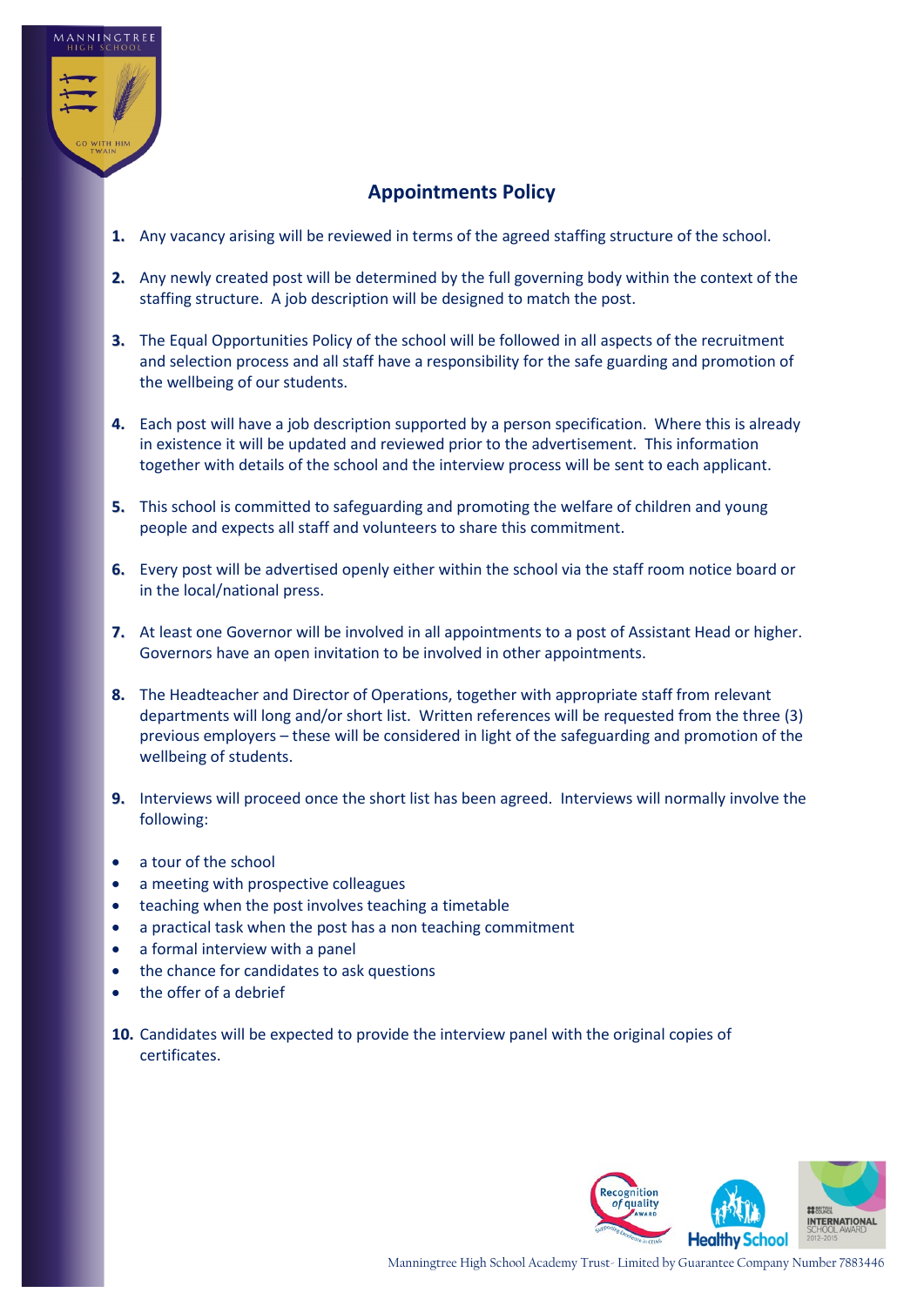# Appointments Policy

1. Any vacancy arising will be reviewed in terms of the agreed staffing structure of the school.

2. Any newly created post will be determined by the full governing body within the context of the staffing structure. A job description will be designed to match the post.

3. The Equal Opportunities Policy of the school will be followed in all aspects of the recruitment and selection process and all staff have a responsibility for the safe guarding and promotion of the wellbeing of our students.

4. Each post will have a job description supported by a person specification. Where this is already in existence it will be updated and reviewed prior to the advertisement. This information together with details of the school and the interview process will be sent to each applicant.

5. This school is committed to safeguarding and promoting the welfare of children and young people and expects all staff and volunteers to share this commitment.

6. Every post will be advertised openly either within the school via the staff room notice board or in the local/national press.

7. At least one Governor will be involved in all appointments to a post of Assistant Head or higher. Governors have an open invitation to be involved in other appointments.

8. The Headteacher and Director of Operations, together with appropriate staff from relevant departments will long and/or short list. Written references will be requested from the three (3) previous employers – these will be considered in light of the safeguarding and promotion of the wellbeing of students.

9. Interviews will proceed once the short list has been agreed. Interviews will normally involve the following:

- a tour of the school
- a meeting with prospective colleagues
- teaching when the post involves teaching a timetable
- a practical task when the post has a non teaching commitment
- a formal interview with a panel
- the chance for candidates to ask questions
- the offer of a debrief

10. Candidates will be expected to provide the interview panel with the original copies of certificates.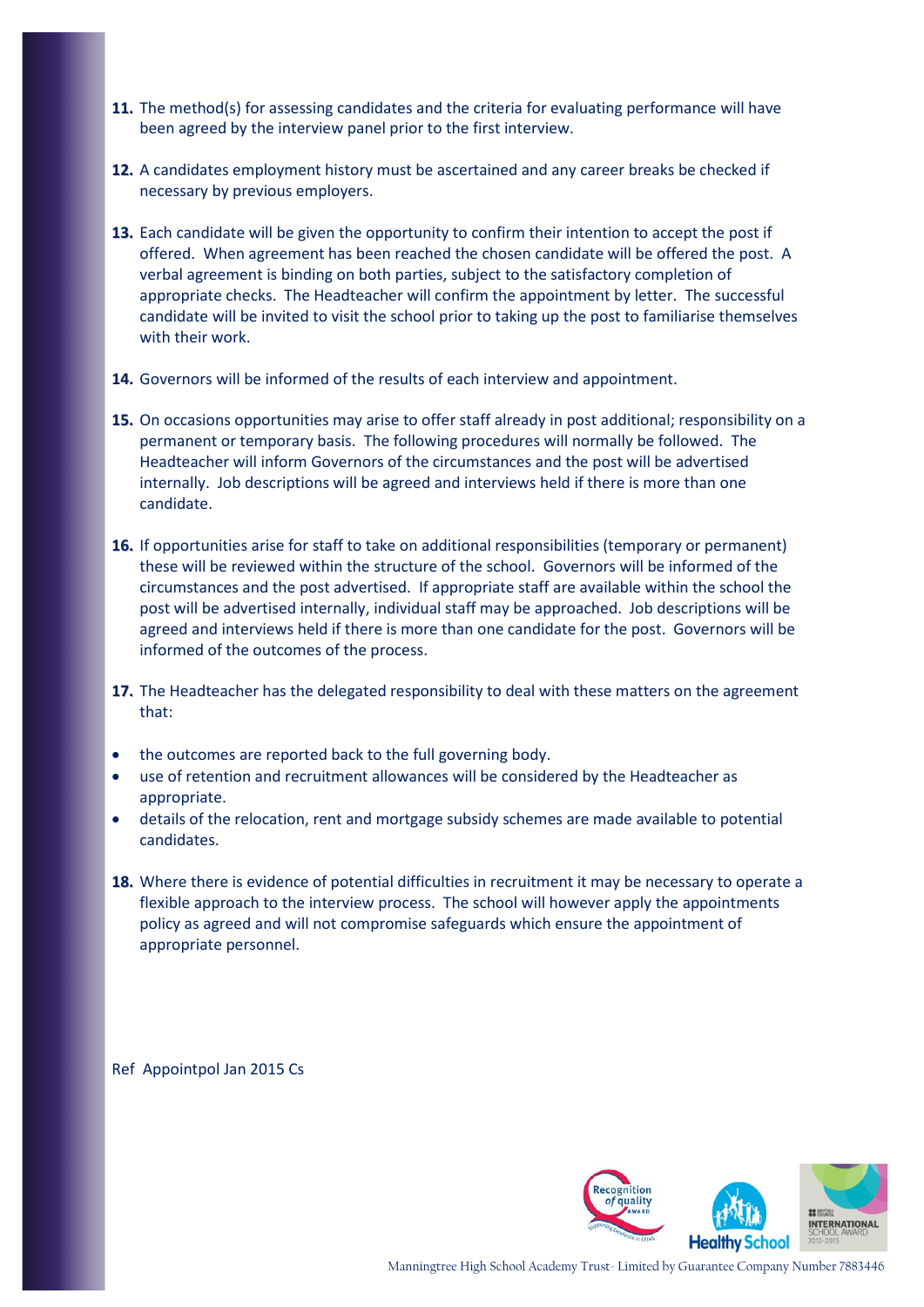11. The method(s) for assessing candidates and the criteria for evaluating performance will have been agreed by the interview panel prior to the first interview.

12. A candidates employment history must be ascertained and any career breaks be checked if necessary by previous employers.

13. Each candidate will be given the opportunity to confirm their intention to accept the post if offered. When agreement has been reached the chosen candidate will be offered the post. A verbal agreement is binding on both parties, subject to the satisfactory completion of appropriate checks. The Headteacher will confirm the appointment by letter. The successful candidate will be invited to visit the school prior to taking up the post to familiarise themselves with their work.

14. Governors will be informed of the results of each interview and appointment.

15. On occasions opportunities may arise to offer staff already in post additional; responsibility on a permanent or temporary basis. The following procedures will normally be followed. The Headteacher will inform Governors of the circumstances and the post will be advertised internally. Job descriptions will be agreed and interviews held if there is more than one candidate.

16. If opportunities arise for staff to take on additional responsibilities (temporary or permanent) these will be reviewed within the structure of the school. Governors will be informed of the circumstances and the post advertised. If appropriate staff are available within the school the post will be advertised internally, individual staff may be approached. Job descriptions will be agreed and interviews held if there is more than one candidate for the post. Governors will be informed of the outcomes of the process.

17. The Headteacher has the delegated responsibility to deal with these matters on the agreement that:

- the outcomes are reported back to the full governing body.
- use of retention and recruitment allowances will be considered by the Headteacher as appropriate.
- details of the relocation, rent and mortgage subsidy schemes are made available to potential candidates.

18. Where there is evidence of potential difficulties in recruitment it may be necessary to operate a flexible approach to the interview process. The school will however apply the appointments policy as agreed and will not compromise safeguards which ensure the appointment of appropriate personnel.

Ref Appointpol Jan 2015 Cs

Manningtree High School Academy Trust- Limited by Guarantee Company Number 7883446